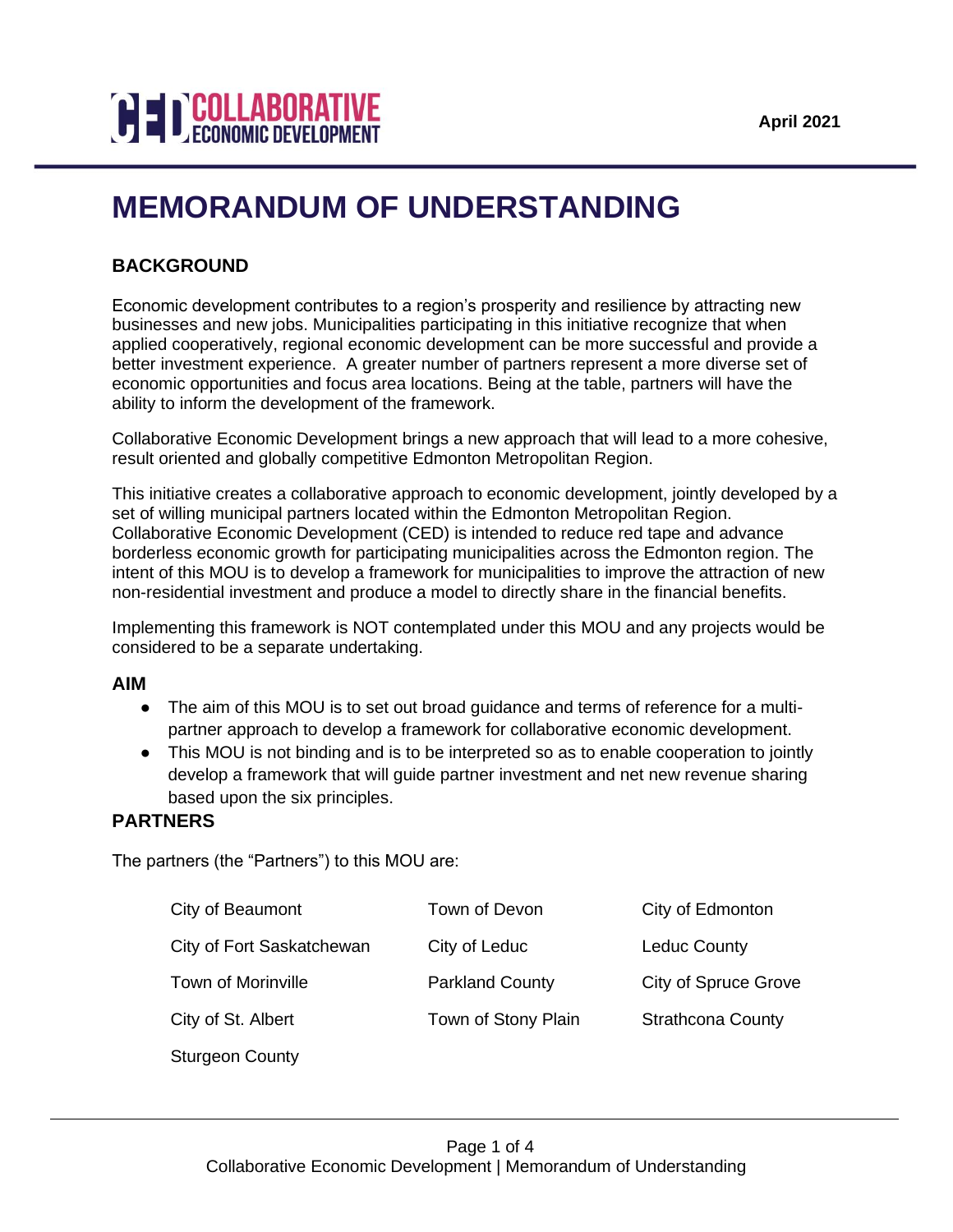CED COLLABORATIVE ECONOMIC DEVELOPMENT

**April 2021**

# MEMORANDUM OF UNDERSTANDING

## BACKGROUND

Economic development contributes to a region's prosperity and resilience by attracting new businesses and new jobs. Municipalities participating in this initiative recognize that when applied cooperatively, regional economic development can be more successful and provide a better investment experience. A greater number of partners represent a more diverse set of economic opportunities and focus area locations. Being at the table, partners will have the ability to inform the development of the framework.

Collaborative Economic Development brings a new approach that will lead to a more cohesive, result oriented and globally competitive Edmonton Metropolitan Region.

This initiative creates a collaborative approach to economic development, jointly developed by a set of willing municipal partners located within the Edmonton Metropolitan Region. Collaborative Economic Development (CED) is intended to reduce red tape and advance borderless economic growth for participating municipalities across the Edmonton region. The intent of this MOU is to develop a framework for municipalities to improve the attraction of new non-residential investment and produce a model to directly share in the financial benefits.

Implementing this framework is NOT contemplated under this MOU and any projects would be considered to be a separate undertaking.

## AIM

- The aim of this MOU is to set out broad guidance and terms of reference for a multi-partner approach to develop a framework for collaborative economic development.
- This MOU is not binding and is to be interpreted so as to enable cooperation to jointly develop a framework that will guide partner investment and net new revenue sharing based upon the six principles.

## PARTNERS

The partners (the "Partners") to this MOU are:

| | | |
|---|---|---|
| City of Beaumont | Town of Devon | City of Edmonton |
| City of Fort Saskatchewan | City of Leduc | Leduc County |
| Town of Morinville | Parkland County | City of Spruce Grove |
| City of St. Albert | Town of Stony Plain | Strathcona County |
| Sturgeon County | | |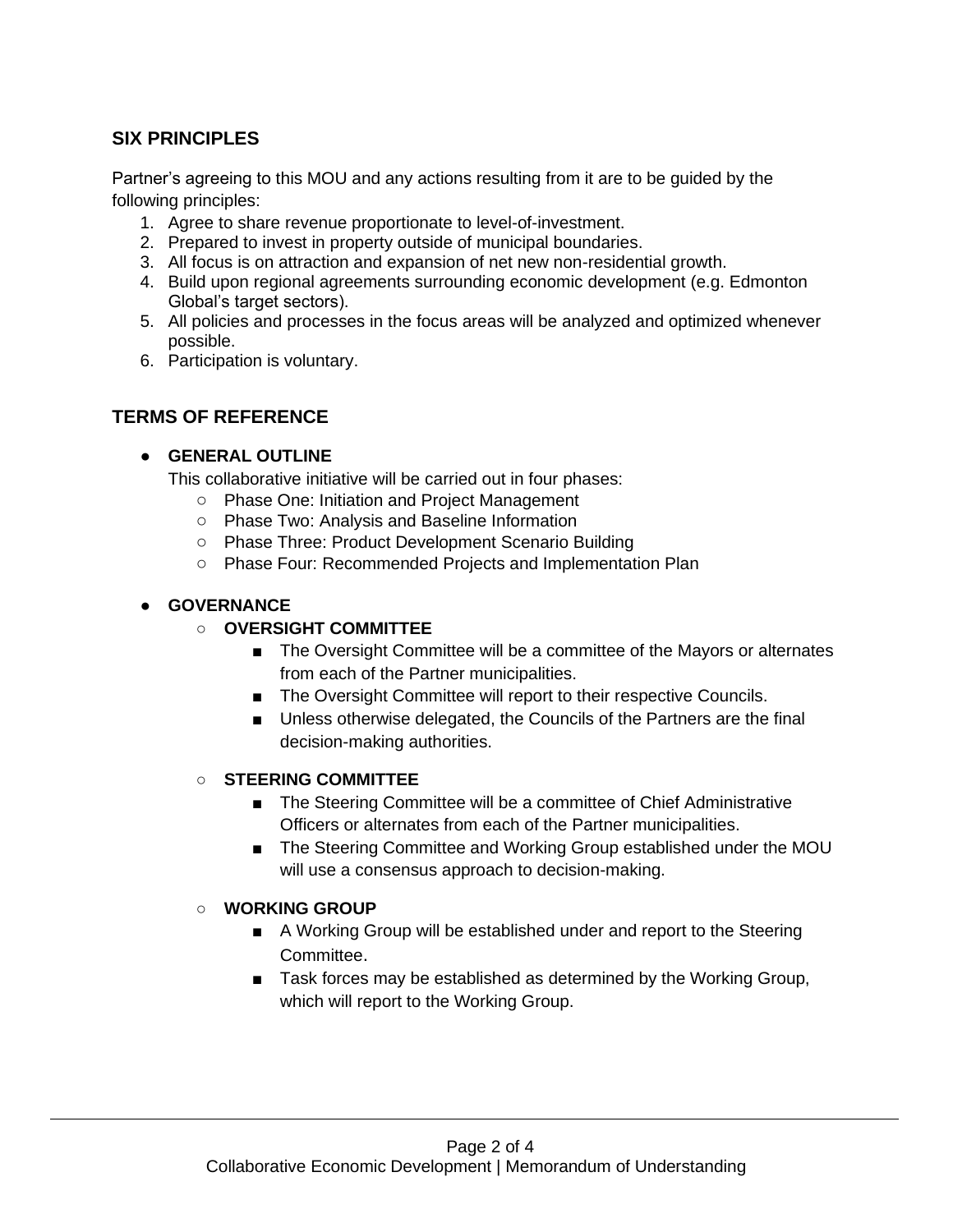## SIX PRINCIPLES

Partner's agreeing to this MOU and any actions resulting from it are to be guided by the following principles:

1. Agree to share revenue proportionate to level-of-investment.
2. Prepared to invest in property outside of municipal boundaries.
3. All focus is on attraction and expansion of net new non-residential growth.
4. Build upon regional agreements surrounding economic development (e.g. Edmonton Global's target sectors).
5. All policies and processes in the focus areas will be analyzed and optimized whenever possible.
6. Participation is voluntary.

## TERMS OF REFERENCE

- **GENERAL OUTLINE**

  This collaborative initiative will be carried out in four phases:
  - Phase One: Initiation and Project Management
  - Phase Two: Analysis and Baseline Information
  - Phase Three: Product Development Scenario Building
  - Phase Four: Recommended Projects and Implementation Plan

- **GOVERNANCE**
  - **OVERSIGHT COMMITTEE**
    - The Oversight Committee will be a committee of the Mayors or alternates from each of the Partner municipalities.
    - The Oversight Committee will report to their respective Councils.
    - Unless otherwise delegated, the Councils of the Partners are the final decision-making authorities.
  - **STEERING COMMITTEE**
    - The Steering Committee will be a committee of Chief Administrative Officers or alternates from each of the Partner municipalities.
    - The Steering Committee and Working Group established under the MOU will use a consensus approach to decision-making.
  - **WORKING GROUP**
    - A Working Group will be established under and report to the Steering Committee.
    - Task forces may be established as determined by the Working Group, which will report to the Working Group.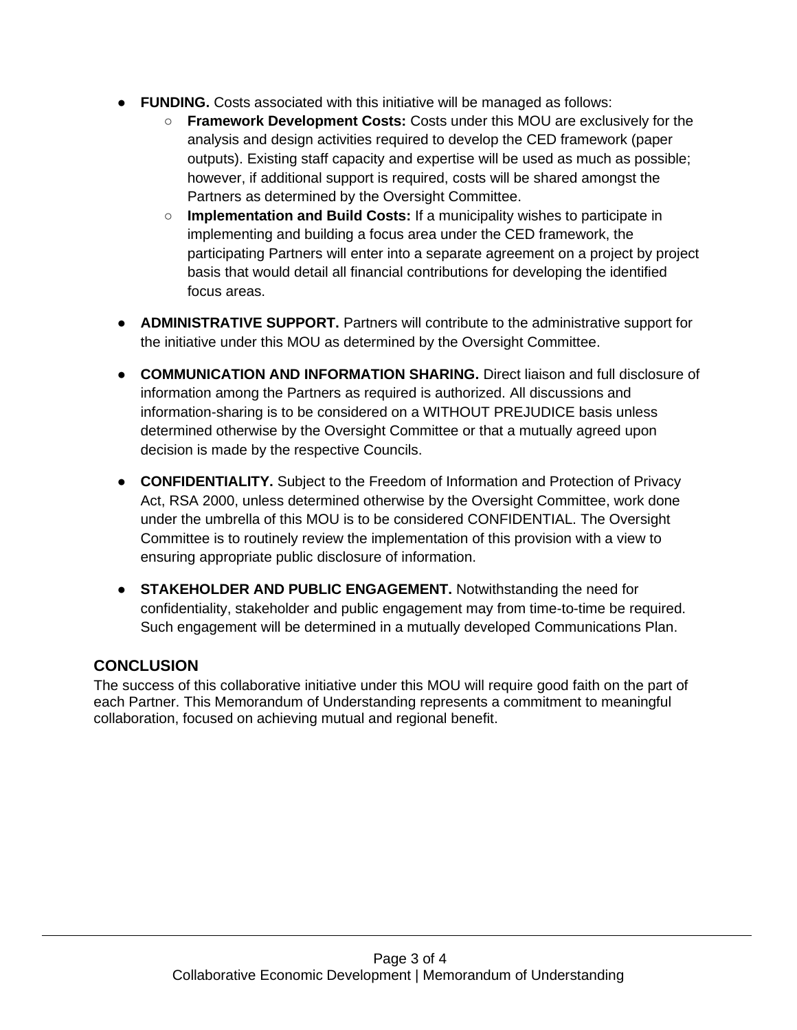- **FUNDING.** Costs associated with this initiative will be managed as follows:
  - **Framework Development Costs:** Costs under this MOU are exclusively for the analysis and design activities required to develop the CED framework (paper outputs). Existing staff capacity and expertise will be used as much as possible; however, if additional support is required, costs will be shared amongst the Partners as determined by the Oversight Committee.
  - **Implementation and Build Costs:** If a municipality wishes to participate in implementing and building a focus area under the CED framework, the participating Partners will enter into a separate agreement on a project by project basis that would detail all financial contributions for developing the identified focus areas.

- **ADMINISTRATIVE SUPPORT.** Partners will contribute to the administrative support for the initiative under this MOU as determined by the Oversight Committee.

- **COMMUNICATION AND INFORMATION SHARING.** Direct liaison and full disclosure of information among the Partners as required is authorized. All discussions and information-sharing is to be considered on a WITHOUT PREJUDICE basis unless determined otherwise by the Oversight Committee or that a mutually agreed upon decision is made by the respective Councils.

- **CONFIDENTIALITY.** Subject to the Freedom of Information and Protection of Privacy Act, RSA 2000, unless determined otherwise by the Oversight Committee, work done under the umbrella of this MOU is to be considered CONFIDENTIAL. The Oversight Committee is to routinely review the implementation of this provision with a view to ensuring appropriate public disclosure of information.

- **STAKEHOLDER AND PUBLIC ENGAGEMENT.** Notwithstanding the need for confidentiality, stakeholder and public engagement may from time-to-time be required. Such engagement will be determined in a mutually developed Communications Plan.

## CONCLUSION

The success of this collaborative initiative under this MOU will require good faith on the part of each Partner. This Memorandum of Understanding represents a commitment to meaningful collaboration, focused on achieving mutual and regional benefit.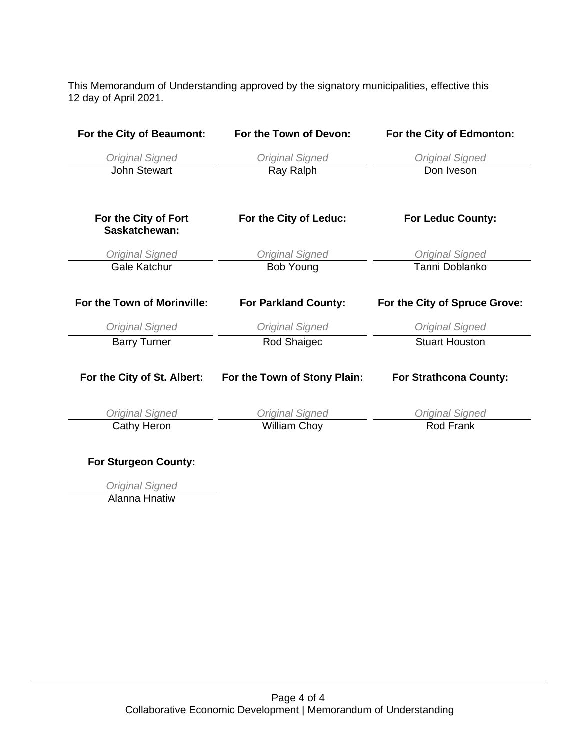This Memorandum of Understanding approved by the signatory municipalities, effective this 12 day of April 2021.

| | | |
|---|---|---|
| **For the City of Beaumont:** | **For the Town of Devon:** | **For the City of Edmonton:** |
| *Original Signed* | *Original Signed* | *Original Signed* |
| John Stewart | Ray Ralph | Don Iveson |
| **For the City of Fort Saskatchewan:** | **For the City of Leduc:** | **For Leduc County:** |
| *Original Signed* | *Original Signed* | *Original Signed* |
| Gale Katchur | Bob Young | Tanni Doblanko |
| **For the Town of Morinville:** | **For Parkland County:** | **For the City of Spruce Grove:** |
| *Original Signed* | *Original Signed* | *Original Signed* |
| Barry Turner | Rod Shaigec | Stuart Houston |
| **For the City of St. Albert:** | **For the Town of Stony Plain:** | **For Strathcona County:** |
| *Original Signed* | *Original Signed* | *Original Signed* |
| Cathy Heron | William Choy | Rod Frank |
| **For Sturgeon County:** | | |
| *Original Signed* | | |
| Alanna Hnatiw | | |